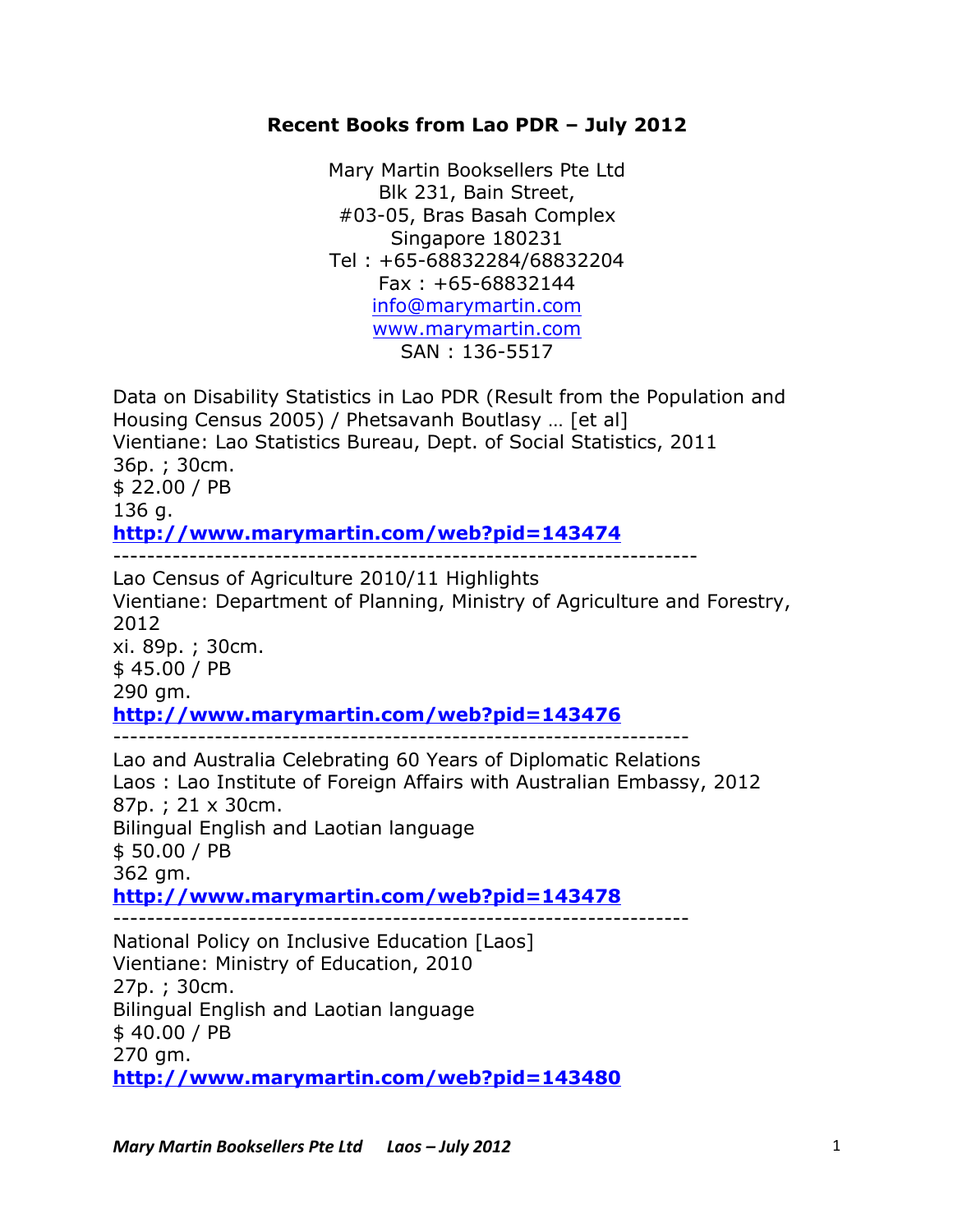# Recent Books from Lao PDR – July 2012

Mary Martin Booksellers Pte Ltd
Blk 231, Bain Street,
#03-05, Bras Basah Complex
Singapore 180231
Tel : +65-68832284/68832204
Fax : +65-68832144
info@marymartin.com
www.marymartin.com
SAN : 136-5517

Data on Disability Statistics in Lao PDR (Result from the Population and Housing Census 2005) / Phetsavanh Boutlasy … [et al]
Vientiane: Lao Statistics Bureau, Dept. of Social Statistics, 2011
36p. ; 30cm.
$ 22.00 / PB
136 g.
**http://www.marymartin.com/web?pid=143474**

---

Lao Census of Agriculture 2010/11 Highlights
Vientiane: Department of Planning, Ministry of Agriculture and Forestry, 2012
xi. 89p. ; 30cm.
$ 45.00 / PB
290 gm.
**http://www.marymartin.com/web?pid=143476**

---

Lao and Australia Celebrating 60 Years of Diplomatic Relations
Laos : Lao Institute of Foreign Affairs with Australian Embassy, 2012
87p. ; 21 x 30cm.
Bilingual English and Laotian language
$ 50.00 / PB
362 gm.
**http://www.marymartin.com/web?pid=143478**

---

National Policy on Inclusive Education [Laos]
Vientiane: Ministry of Education, 2010
27p. ; 30cm.
Bilingual English and Laotian language
$ 40.00 / PB
270 gm.
**http://www.marymartin.com/web?pid=143480**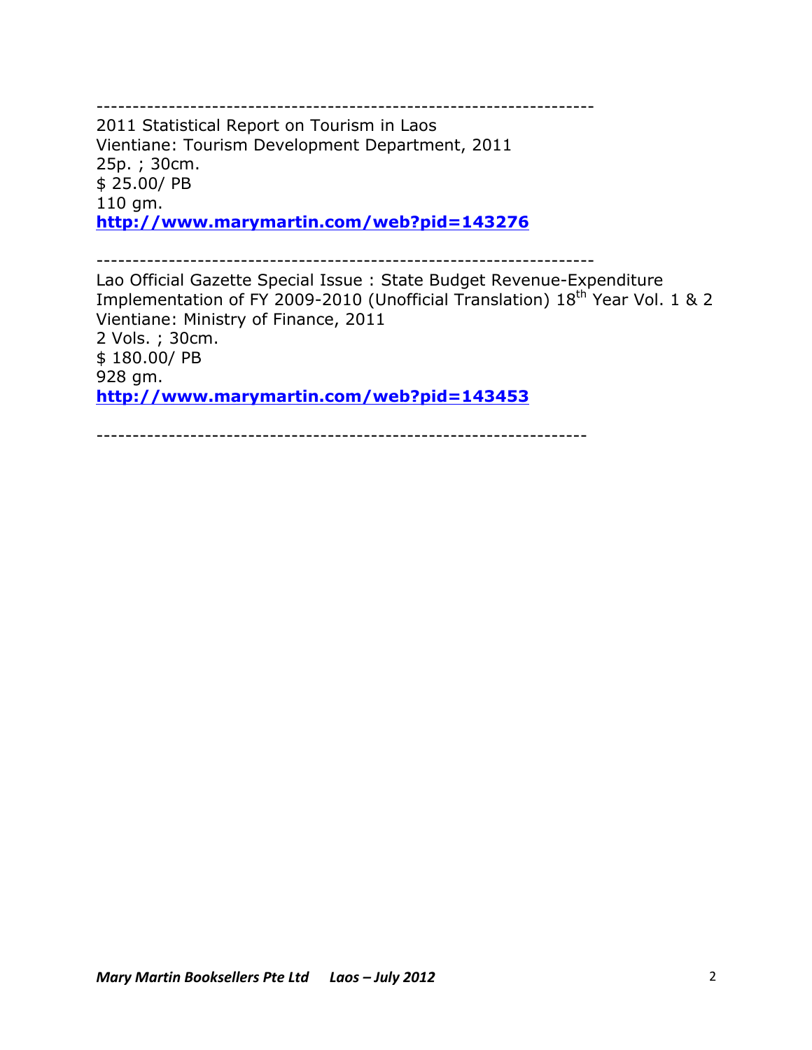-------------------------------------------------------------------

2011 Statistical Report on Tourism in Laos
Vientiane: Tourism Development Department, 2011
25p. ; 30cm.
$ 25.00/ PB
110 gm.
**http://www.marymartin.com/web?pid=143276**

-------------------------------------------------------------------

Lao Official Gazette Special Issue : State Budget Revenue-Expenditure Implementation of FY 2009-2010 (Unofficial Translation) 18th Year Vol. 1 & 2
Vientiane: Ministry of Finance, 2011
2 Vols. ; 30cm.
$ 180.00/ PB
928 gm.
**http://www.marymartin.com/web?pid=143453**

-------------------------------------------------------------------